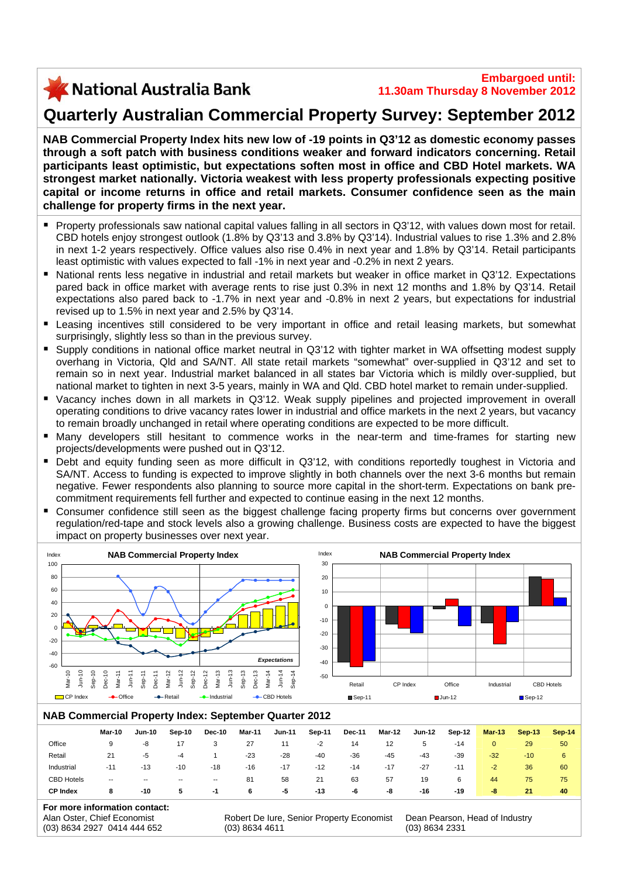**Embargoed until: 11.30am Thursday 8 November 2012**

National Australia Bank

# Quarterly Australian Commercial Property Survey: September 2012

**NAB Commercial Property Index hits new low of -19 points in Q3'12 as domestic economy passes through a soft patch with business conditions weaker and forward indicators concerning. Retail participants least optimistic, but expectations soften most in office and CBD Hotel markets. WA strongest market nationally. Victoria weakest with less property professionals expecting positive capital or income returns in office and retail markets. Consumer confidence seen as the main challenge for property firms in the next year.**

- Property professionals saw national capital values falling in all sectors in Q3'12, with values down most for retail. CBD hotels enjoy strongest outlook (1.8% by Q3'13 and 3.8% by Q3'14). Industrial values to rise 1.3% and 2.8% in next 1-2 years respectively. Office values also rise 0.4% in next year and 1.8% by Q3'14. Retail participants least optimistic with values expected to fall -1% in next year and -0.2% in next 2 years.
- National rents less negative in industrial and retail markets but weaker in office market in Q3'12. Expectations pared back in office market with average rents to rise just 0.3% in next 12 months and 1.8% by Q3'14. Retail expectations also pared back to -1.7% in next year and -0.8% in next 2 years, but expectations for industrial revised up to 1.5% in next year and 2.5% by Q3'14.
- Leasing incentives still considered to be very important in office and retail leasing markets, but somewhat surprisingly, slightly less so than in the previous survey.
- Supply conditions in national office market neutral in Q3'12 with tighter market in WA offsetting modest supply overhang in Victoria, Qld and SA/NT. All state retail markets "somewhat" over-supplied in Q3'12 and set to remain so in next year. Industrial market balanced in all states bar Victoria which is mildly over-supplied, but national market to tighten in next 3-5 years, mainly in WA and Qld. CBD hotel market to remain under-supplied.
- Vacancy inches down in all markets in Q3'12. Weak supply pipelines and projected improvement in overall operating conditions to drive vacancy rates lower in industrial and office markets in the next 2 years, but vacancy to remain broadly unchanged in retail where operating conditions are expected to be more difficult.
- Many developers still hesitant to commence works in the near-term and time-frames for starting new projects/developments were pushed out in Q3'12.
- Debt and equity funding seen as more difficult in Q3'12, with conditions reportedly toughest in Victoria and SA/NT. Access to funding is expected to improve slightly in both channels over the next 3-6 months but remain negative. Fewer respondents also planning to source more capital in the short-term. Expectations on bank pre-commitment requirements fell further and expected to continue easing in the next 12 months.
- Consumer confidence still seen as the biggest challenge facing property firms but concerns over government regulation/red-tape and stock levels also a growing challenge. Business costs are expected to have the biggest impact on property businesses over next year.

NAB Commercial Property Index

Index

100 80 60 40 20 0 -20 -40 -60

Expectations

Mar-10 Jun-10 Sep-10 Dec-10 Mar-11 Jun-11 Sep-11 Dec-11 Mar-12 Jun-12 Sep-12 Dec-12 Mar-13 Jun-13 Sep-13 Dec-13 Mar-14 Jun-14 Sep-14

CP Index, Office, Retail, Industrial, CBD Hotels

NAB Commercial Property Index

Index

30 20 10 0 -10 -20 -30 -40 -50

Retail, CP Index, Office, Industrial, CBD Hotels

Sep-11, Jun-12, Sep-12

## NAB Commercial Property Index: September Quarter 2012

| | Mar-10 | Jun-10 | Sep-10 | Dec-10 | Mar-11 | Jun-11 | Sep-11 | Dec-11 | Mar-12 | Jun-12 | Sep-12 | Mar-13 | Sep-13 | Sep-14 |
|---|---|---|---|---|---|---|---|---|---|---|---|---|---|---|
| Office | 9 | -8 | 17 | 3 | 27 | 11 | -2 | 14 | 12 | 5 | -14 | 0 | 29 | 50 |
| Retail | 21 | -5 | -4 | 1 | -23 | -28 | -40 | -36 | -45 | -43 | -39 | -32 | -10 | 6 |
| Industrial | -11 | -13 | -10 | -18 | -16 | -17 | -12 | -14 | -17 | -27 | -11 | -2 | 36 | 60 |
| CBD Hotels | -- | -- | -- | -- | 81 | 58 | 21 | 63 | 57 | 19 | 6 | 44 | 75 | 75 |
| **CP Index** | **8** | **-10** | **5** | **-1** | **6** | **-5** | **-13** | **-6** | **-8** | **-16** | **-19** | **-8** | **21** | **40** |

**For more information contact:**

Alan Oster, Chief Economist
(03) 8634 2927 0414 444 652

Robert De Iure, Senior Property Economist
(03) 8634 4611

Dean Pearson, Head of Industry
(03) 8634 2331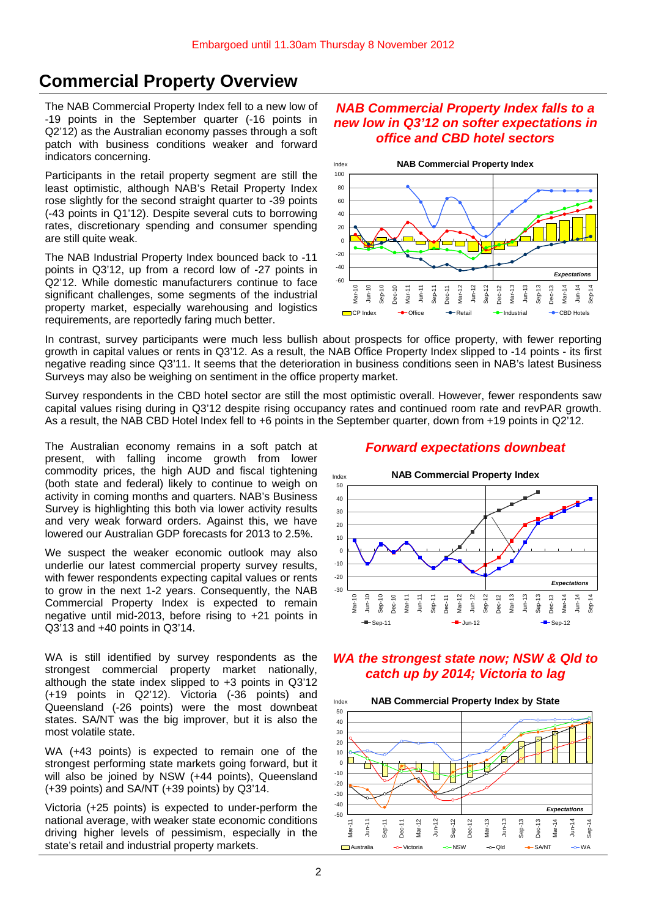Embargoed until 11.30am Thursday 8 November 2012

# Commercial Property Overview

The NAB Commercial Property Index fell to a new low of -19 points in the September quarter (-16 points in Q2'12) as the Australian economy passes through a soft patch with business conditions weaker and forward indicators concerning.

Participants in the retail property segment are still the least optimistic, although NAB's Retail Property Index rose slightly for the second straight quarter to -39 points (-43 points in Q1'12). Despite several cuts to borrowing rates, discretionary spending and consumer spending are still quite weak.

The NAB Industrial Property Index bounced back to -11 points in Q3'12, up from a record low of -27 points in Q2'12. While domestic manufacturers continue to face significant challenges, some segments of the industrial property market, especially warehousing and logistics requirements, are reportedly faring much better.

***NAB Commercial Property Index falls to a new low in Q3'12 on softer expectations in office and CBD hotel sectors***

NAB Commercial Property Index

Index

100
80
60
40
20
0
-20
-40
-60

Expectations

Mar-10 Jun-10 Sep-10 Dec-10 Mar-11 Jun-11 Sep-11 Dec-11 Mar-12 Jun-12 Sep-12 Dec-12 Mar-13 Jun-13 Sep-13 Dec-13 Mar-14 Jun-14 Sep-14

CP Index — Office — Retail — Industrial — CBD Hotels

In contrast, survey participants were much less bullish about prospects for office property, with fewer reporting growth in capital values or rents in Q3'12. As a result, the NAB Office Property Index slipped to -14 points - its first negative reading since Q3'11. It seems that the deterioration in business conditions seen in NAB's latest Business Surveys may also be weighing on sentiment in the office property market.

Survey respondents in the CBD hotel sector are still the most optimistic overall. However, fewer respondents saw capital values rising during in Q3'12 despite rising occupancy rates and continued room rate and revPAR growth. As a result, the NAB CBD Hotel Index fell to +6 points in the September quarter, down from +19 points in Q2'12.

The Australian economy remains in a soft patch at present, with falling income growth from lower commodity prices, the high AUD and fiscal tightening (both state and federal) likely to continue to weigh on activity in coming months and quarters. NAB's Business Survey is highlighting this both via lower activity results and very weak forward orders. Against this, we have lowered our Australian GDP forecasts for 2013 to 2.5%.

We suspect the weaker economic outlook may also underlie our latest commercial property survey results, with fewer respondents expecting capital values or rents to grow in the next 1-2 years. Consequently, the NAB Commercial Property Index is expected to remain negative until mid-2013, before rising to +21 points in Q3'13 and +40 points in Q3'14.

***Forward expectations downbeat***

NAB Commercial Property Index

Index

50
40
30
20
10
0
-10
-20
-30

Expectations

Mar-10 Jun-10 Sep-10 Dec-10 Mar-11 Jun-11 Sep-11 Dec-11 Mar-12 Jun-12 Sep-12 Dec-12 Mar-13 Jun-13 Sep-13 Dec-13 Mar-14 Jun-14 Sep-14

— Sep-11 — Jun-12 — Sep-12

WA is still identified by survey respondents as the strongest commercial property market nationally, although the state index slipped to +3 points in Q3'12 (+19 points in Q2'12). Victoria (-36 points) and Queensland (-26 points) were the most downbeat states. SA/NT was the big improver, but it is also the most volatile state.

WA (+43 points) is expected to remain one of the strongest performing state markets going forward, but it will also be joined by NSW (+44 points), Queensland (+39 points) and SA/NT (+39 points) by Q3'14.

Victoria (+25 points) is expected to under-perform the national average, with weaker state economic conditions driving higher levels of pessimism, especially in the state's retail and industrial property markets.

***WA the strongest state now; NSW & Qld to catch up by 2014; Victoria to lag***

NAB Commercial Property Index by State

Index

50
40
30
20
10
0
-10
-20
-30
-40
-50

Expectations

Mar-11 Jun-11 Sep-11 Dec-11 Mar-12 Jun-12 Sep-12 Dec-12 Mar-13 Jun-13 Sep-13 Dec-13 Mar-14 Jun-14 Sep-14

Australia — Victoria — NSW — Qld — SA/NT — WA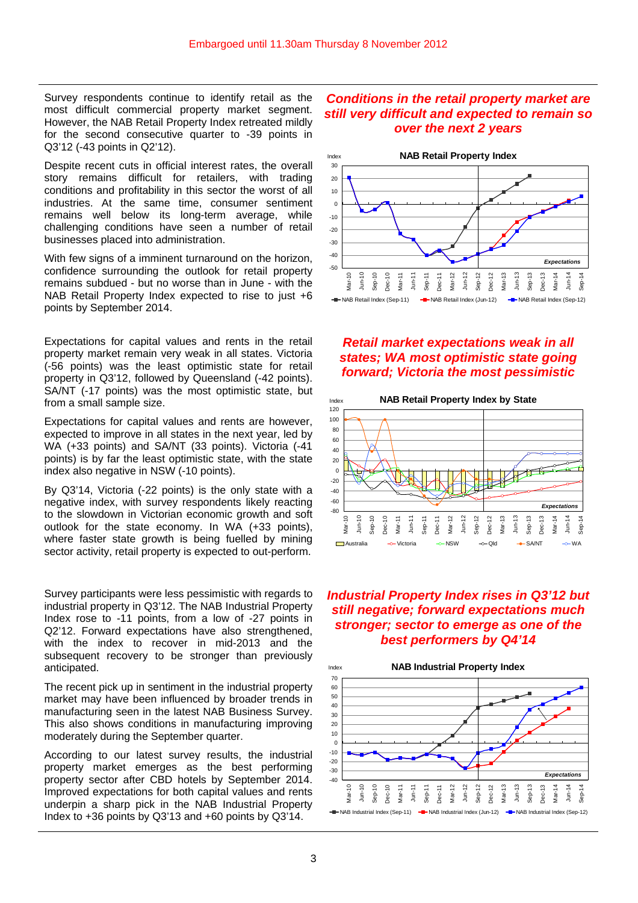Embargoed until 11.30am Thursday 8 November 2012

Survey respondents continue to identify retail as the most difficult commercial property market segment. However, the NAB Retail Property Index retreated mildly for the second consecutive quarter to -39 points in Q3'12 (-43 points in Q2'12).

Despite recent cuts in official interest rates, the overall story remains difficult for retailers, with trading conditions and profitability in this sector the worst of all industries. At the same time, consumer sentiment remains well below its long-term average, while challenging conditions have seen a number of retail businesses placed into administration.

With few signs of a imminent turnaround on the horizon, confidence surrounding the outlook for retail property remains subdued - but no worse than in June - with the NAB Retail Property Index expected to rise to just +6 points by September 2014.

## *Conditions in the retail property market are still very difficult and expected to remain so over the next 2 years*

NAB Retail Property Index

Index

30
20
10
0
-10
-20
-30
-40
-50

Mar-10 Jun-10 Sep-10 Dec-10 Mar-11 Jun-11 Sep-11 Dec-11 Mar-12 Jun-12 Sep-12 Dec-12 Mar-13 Jun-13 Sep-13 Dec-13 Mar-14 Jun-14 Sep-14

Expectations

NAB Retail Index (Sep-11) NAB Retail Index (Jun-12) NAB Retail Index (Sep-12)

Expectations for capital values and rents in the retail property market remain very weak in all states. Victoria (-56 points) was the least optimistic state for retail property in Q3'12, followed by Queensland (-42 points). SA/NT (-17 points) was the most optimistic state, but from a small sample size.

Expectations for capital values and rents are however, expected to improve in all states in the next year, led by WA (+33 points) and SA/NT (33 points). Victoria (-41 points) is by far the least optimistic state, with the state index also negative in NSW (-10 points).

By Q3'14, Victoria (-22 points) is the only state with a negative index, with survey respondents likely reacting to the slowdown in Victorian economic growth and soft outlook for the state economy. In WA (+33 points), where faster state growth is being fuelled by mining sector activity, retail property is expected to out-perform.

## *Retail market expectations weak in all states; WA most optimistic state going forward; Victoria the most pessimistic*

NAB Retail Property Index by State

Index

120
100
80
60
40
20
0
-20
-40
-60
-80

Mar-10 Jun-10 Sep-10 Dec-10 Mar-11 Jun-11 Sep-11 Dec-11 Mar-12 Jun-12 Sep-12 Dec-12 Mar-13 Jun-13 Sep-13 Dec-13 Mar-14 Jun-14 Sep-14

Expectations

Australia Victoria NSW Qld SA/NT WA

Survey participants were less pessimistic with regards to industrial property in Q3'12. The NAB Industrial Property Index rose to -11 points, from a low of -27 points in Q2'12. Forward expectations have also strengthened, with the index to recover in mid-2013 and the subsequent recovery to be stronger than previously anticipated.

The recent pick up in sentiment in the industrial property market may have been influenced by broader trends in manufacturing seen in the latest NAB Business Survey. This also shows conditions in manufacturing improving moderately during the September quarter.

According to our latest survey results, the industrial property market emerges as the best performing property sector after CBD hotels by September 2014. Improved expectations for both capital values and rents underpin a sharp pick in the NAB Industrial Property Index to +36 points by Q3'13 and +60 points by Q3'14.

## *Industrial Property Index rises in Q3'12 but still negative; forward expectations much stronger; sector to emerge as one of the best performers by Q4'14*

NAB Industrial Property Index

Index

70
60
50
40
30
20
10
0
-10
-20
-30
-40

Mar-10 Jun-10 Sep-10 Dec-10 Mar-11 Jun-11 Sep-11 Dec-11 Mar-12 Jun-12 Sep-12 Dec-12 Mar-13 Jun-13 Sep-13 Dec-13 Mar-14 Jun-14 Sep-14

Expectations

NAB Industrial Index (Sep-11) NAB Industrial Index (Jun-12) NAB Industrial Index (Sep-12)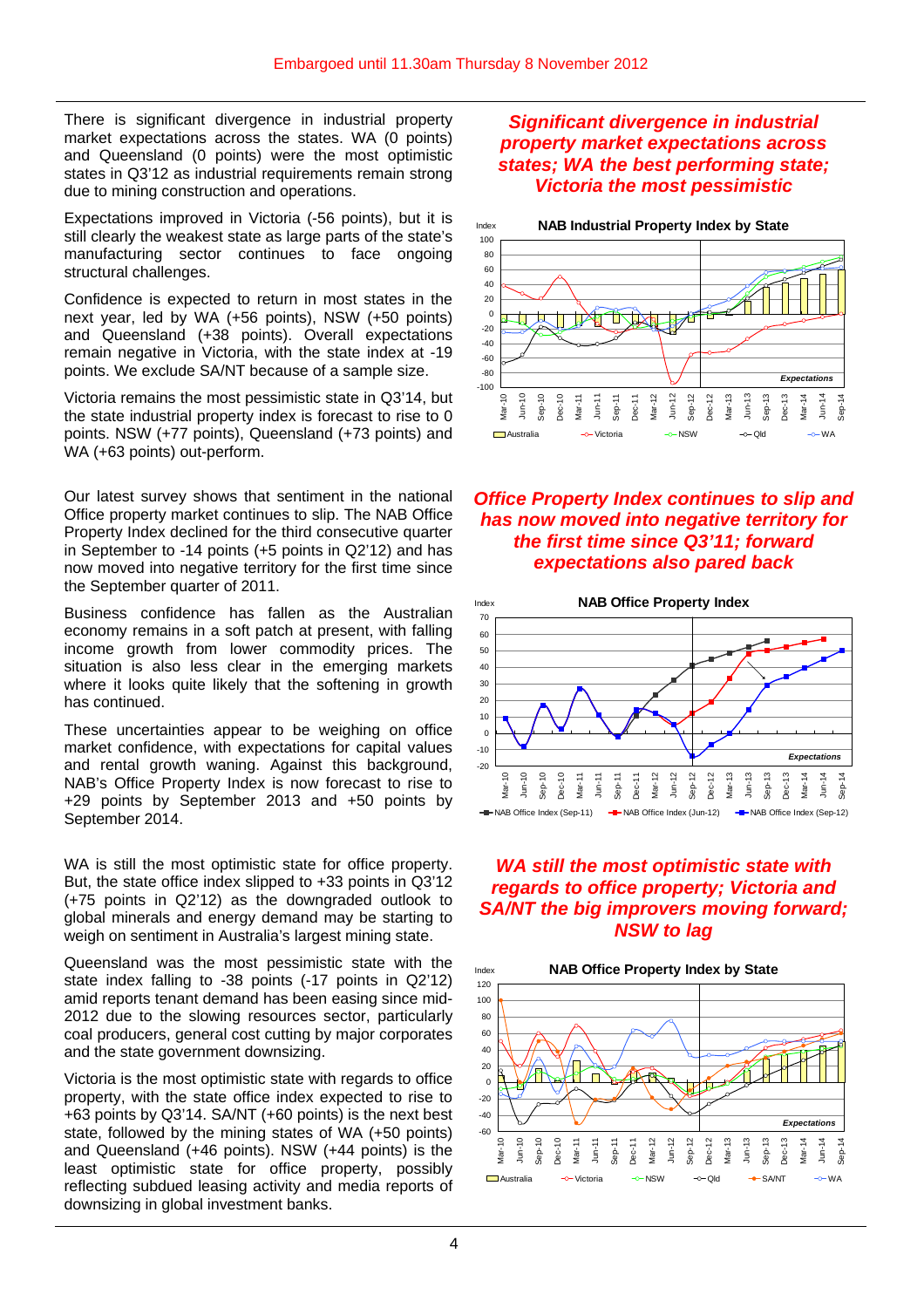Embargoed until 11.30am Thursday 8 November 2012

There is significant divergence in industrial property market expectations across the states. WA (0 points) and Queensland (0 points) were the most optimistic states in Q3'12 as industrial requirements remain strong due to mining construction and operations.

Expectations improved in Victoria (-56 points), but it is still clearly the weakest state as large parts of the state's manufacturing sector continues to face ongoing structural challenges.

Confidence is expected to return in most states in the next year, led by WA (+56 points), NSW (+50 points) and Queensland (+38 points). Overall expectations remain negative in Victoria, with the state index at -19 points. We exclude SA/NT because of a sample size.

Victoria remains the most pessimistic state in Q3'14, but the state industrial property index is forecast to rise to 0 points. NSW (+77 points), Queensland (+73 points) and WA (+63 points) out-perform.

***Significant divergence in industrial property market expectations across states; WA the best performing state; Victoria the most pessimistic***

NAB Industrial Property Index by State

Index

100
80
60
40
20
0
-20
-40
-60
-80
-100

Expectations

Mar-10 Jun-10 Sep-10 Dec-10 Mar-11 Jun-11 Sep-11 Dec-11 Mar-12 Jun-12 Sep-12 Dec-12 Mar-13 Jun-13 Sep-13 Dec-13 Mar-14 Jun-14 Sep-14

Australia Victoria NSW Qld WA

Our latest survey shows that sentiment in the national Office property market continues to slip. The NAB Office Property Index declined for the third consecutive quarter in September to -14 points (+5 points in Q2'12) and has now moved into negative territory for the first time since the September quarter of 2011.

Business confidence has fallen as the Australian economy remains in a soft patch at present, with falling income growth from lower commodity prices. The situation is also less clear in the emerging markets where it looks quite likely that the softening in growth has continued.

These uncertainties appear to be weighing on office market confidence, with expectations for capital values and rental growth waning. Against this background, NAB's Office Property Index is now forecast to rise to +29 points by September 2013 and +50 points by September 2014.

***Office Property Index continues to slip and has now moved into negative territory for the first time since Q3'11; forward expectations also pared back***

NAB Office Property Index

Index

70
60
50
40
30
20
10
0
-10
-20

Expectations

Mar-10 Jun-10 Sep-10 Dec-10 Mar-11 Jun-11 Sep-11 Dec-11 Mar-12 Jun-12 Sep-12 Dec-12 Mar-13 Jun-13 Sep-13 Dec-13 Mar-14 Jun-14 Sep-14

NAB Office Index (Sep-11) NAB Office Index (Jun-12) NAB Office Index (Sep-12)

WA is still the most optimistic state for office property. But, the state office index slipped to +33 points in Q3'12 (+75 points in Q2'12) as the downgraded outlook to global minerals and energy demand may be starting to weigh on sentiment in Australia's largest mining state.

Queensland was the most pessimistic state with the state index falling to -38 points (-17 points in Q2'12) amid reports tenant demand has been easing since mid-2012 due to the slowing resources sector, particularly coal producers, general cost cutting by major corporates and the state government downsizing.

Victoria is the most optimistic state with regards to office property, with the state office index expected to rise to +63 points by Q3'14. SA/NT (+60 points) is the next best state, followed by the mining states of WA (+50 points) and Queensland (+46 points). NSW (+44 points) is the least optimistic state for office property, possibly reflecting subdued leasing activity and media reports of downsizing in global investment banks.

***WA still the most optimistic state with regards to office property; Victoria and SA/NT the big improvers moving forward; NSW to lag***

NAB Office Property Index by State

Index

120
100
80
60
40
20
0
-20
-40
-60

Expectations

Mar-10 Jun-10 Sep-10 Dec-10 Mar-11 Jun-11 Sep-11 Dec-11 Mar-12 Jun-12 Sep-12 Dec-12 Mar-13 Jun-13 Sep-13 Dec-13 Mar-14 Jun-14 Sep-14

Australia Victoria NSW Qld SA/NT WA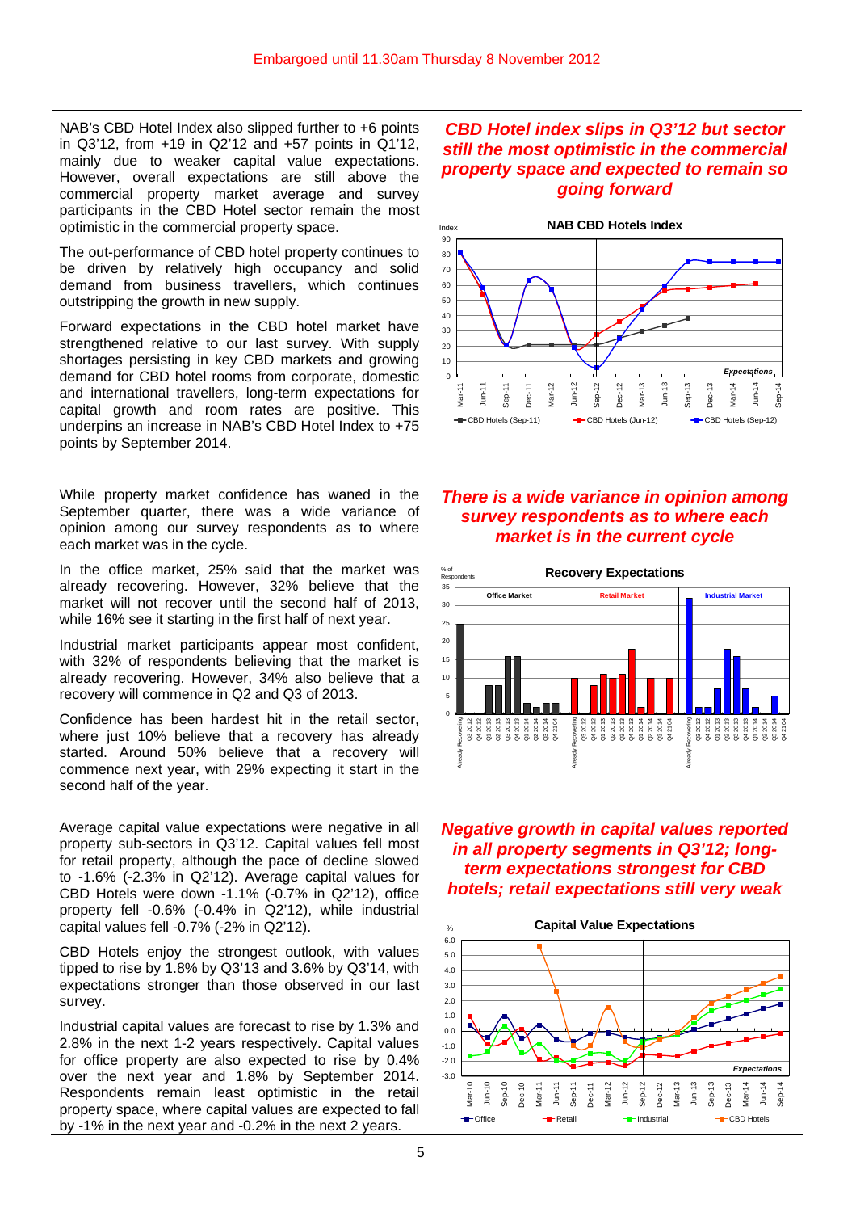Embargoed until 11.30am Thursday 8 November 2012

NAB's CBD Hotel Index also slipped further to +6 points in Q3'12, from +19 in Q2'12 and +57 points in Q1'12, mainly due to weaker capital value expectations. However, overall expectations are still above the commercial property market average and survey participants in the CBD Hotel sector remain the most optimistic in the commercial property space.

The out-performance of CBD hotel property continues to be driven by relatively high occupancy and solid demand from business travellers, which continues outstripping the growth in new supply.

Forward expectations in the CBD hotel market have strengthened relative to our last survey. With supply shortages persisting in key CBD markets and growing demand for CBD hotel rooms from corporate, domestic and international travellers, long-term expectations for capital growth and room rates are positive. This underpins an increase in NAB's CBD Hotel Index to +75 points by September 2014.

***CBD Hotel index slips in Q3'12 but sector still the most optimistic in the commercial property space and expected to remain so going forward***

NAB CBD Hotels Index

Index

90
80
70
60
50
40
30
20
10
0

Expectations

Mar-11
Jun-11
Sep-11
Dec-11
Mar-12
Jun-12
Sep-12
Dec-12
Mar-13
Jun-13
Sep-13
Dec-13
Mar-14
Jun-14
Sep-14

CBD Hotels (Sep-11)
CBD Hotels (Jun-12)
CBD Hotels (Sep-12)

While property market confidence has waned in the September quarter, there was a wide variance of opinion among our survey respondents as to where each market was in the cycle.

In the office market, 25% said that the market was already recovering. However, 32% believe that the market will not recover until the second half of 2013, while 16% see it starting in the first half of next year.

Industrial market participants appear most confident, with 32% of respondents believing that the market is already recovering. However, 34% also believe that a recovery will commence in Q2 and Q3 of 2013.

Confidence has been hardest hit in the retail sector, where just 10% believe that a recovery has already started. Around 50% believe that a recovery will commence next year, with 29% expecting it start in the second half of the year.

***There is a wide variance in opinion among survey respondents as to where each market is in the current cycle***

Recovery Expectations

% of Respondents

35
30
25
20
15
10
5
0

Office Market
Retail Market
Industrial Market

Already Recovering
Q3 2012
Q4 2012
Q1 2013
Q2 2013
Q3 2013
Q4 2013
Q1 2014
Q2 2014
Q3 2014
Q4 2104

Average capital value expectations were negative in all property sub-sectors in Q3'12. Capital values fell most for retail property, although the pace of decline slowed to -1.6% (-2.3% in Q2'12). Average capital values for CBD Hotels were down -1.1% (-0.7% in Q2'12), office property fell -0.6% (-0.4% in Q2'12), while industrial capital values fell -0.7% (-2% in Q2'12).

CBD Hotels enjoy the strongest outlook, with values tipped to rise by 1.8% by Q3'13 and 3.6% by Q3'14, with expectations stronger than those observed in our last survey.

Industrial capital values are forecast to rise by 1.3% and 2.8% in the next 1-2 years respectively. Capital values for office property are also expected to rise by 0.4% over the next year and 1.8% by September 2014. Respondents remain least optimistic in the retail property space, where capital values are expected to fall by -1% in the next year and -0.2% in the next 2 years.

***Negative growth in capital values reported in all property segments in Q3'12; long-term expectations strongest for CBD hotels; retail expectations still very weak***

Capital Value Expectations

%

6.0
5.0
4.0
3.0
2.0
1.0
0.0
-1.0
-2.0
-3.0

Expectations

Mar-10
Jun-10
Sep-10
Dec-10
Mar-11
Jun-11
Sep-11
Dec-11
Mar-12
Jun-12
Sep-12
Dec-12
Mar-13
Jun-13
Sep-13
Dec-13
Mar-14
Jun-14
Sep-14

Office
Retail
Industrial
CBD Hotels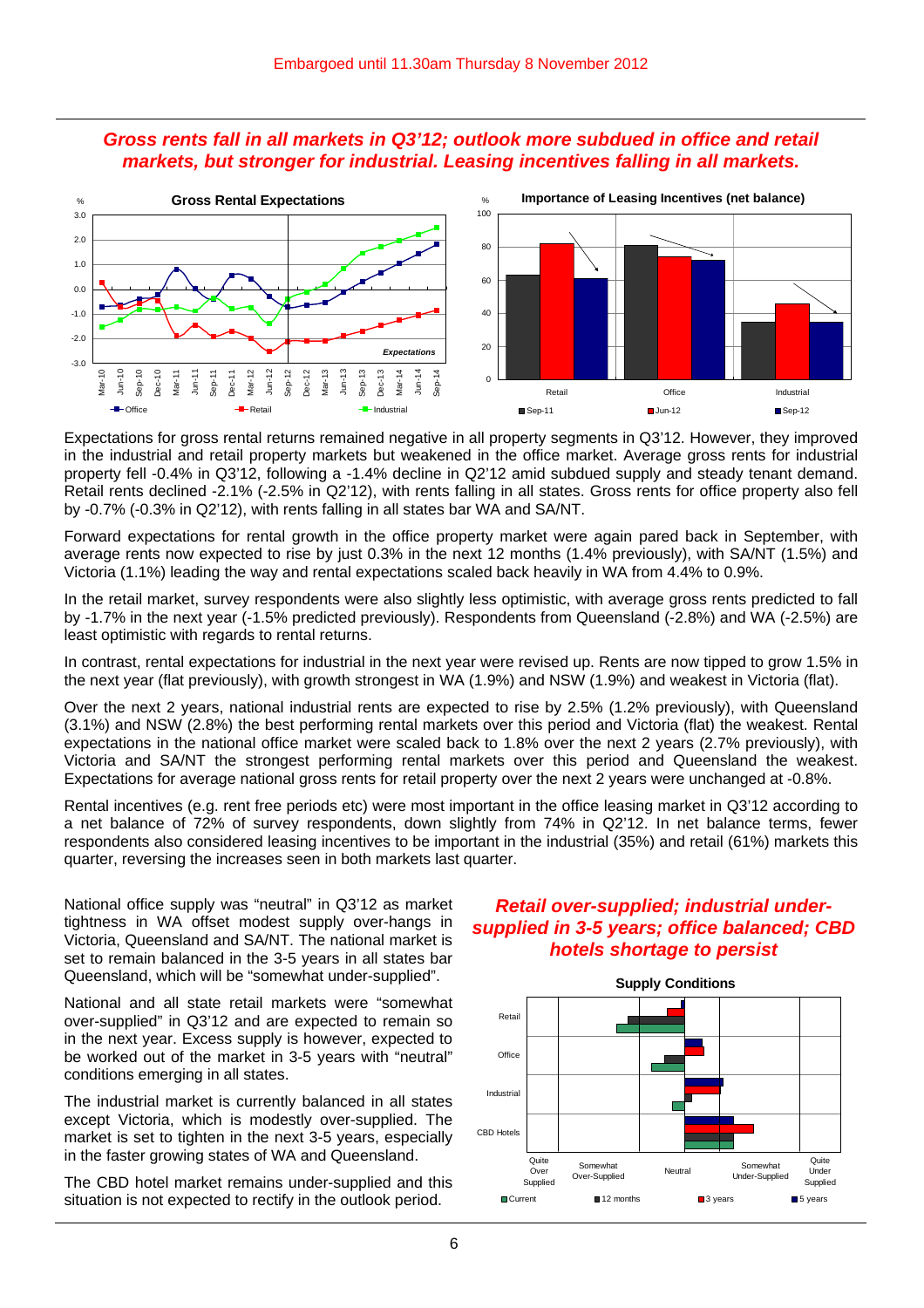Embargoed until 11.30am Thursday 8 November 2012

## *Gross rents fall in all markets in Q3'12; outlook more subdued in office and retail markets, but stronger for industrial. Leasing incentives falling in all markets.*

**Gross Rental Expectations**

%
3.0
2.0
1.0
0.0
-1.0
-2.0
-3.0

*Expectations*

Mar-10 Jun-10 Sep-10 Dec-10 Mar-11 Jun-11 Sep-11 Dec-11 Mar-12 Jun-12 Sep-12 Dec-12 Mar-13 Jun-13 Sep-13 Dec-13 Mar-14 Jun-14 Sep-14

Office Retail Industrial

**Importance of Leasing Incentives (net balance)**

%
100
80
60
40
20
0

Retail Office Industrial

Sep-11 Jun-12 Sep-12

Expectations for gross rental returns remained negative in all property segments in Q3'12. However, they improved in the industrial and retail property markets but weakened in the office market. Average gross rents for industrial property fell -0.4% in Q3'12, following a -1.4% decline in Q2'12 amid subdued supply and steady tenant demand. Retail rents declined -2.1% (-2.5% in Q2'12), with rents falling in all states. Gross rents for office property also fell by -0.7% (-0.3% in Q2'12), with rents falling in all states bar WA and SA/NT.

Forward expectations for rental growth in the office property market were again pared back in September, with average rents now expected to rise by just 0.3% in the next 12 months (1.4% previously), with SA/NT (1.5%) and Victoria (1.1%) leading the way and rental expectations scaled back heavily in WA from 4.4% to 0.9%.

In the retail market, survey respondents were also slightly less optimistic, with average gross rents predicted to fall by -1.7% in the next year (-1.5% predicted previously). Respondents from Queensland (-2.8%) and WA (-2.5%) are least optimistic with regards to rental returns.

In contrast, rental expectations for industrial in the next year were revised up. Rents are now tipped to grow 1.5% in the next year (flat previously), with growth strongest in WA (1.9%) and NSW (1.9%) and weakest in Victoria (flat).

Over the next 2 years, national industrial rents are expected to rise by 2.5% (1.2% previously), with Queensland (3.1%) and NSW (2.8%) the best performing rental markets over this period and Victoria (flat) the weakest. Rental expectations in the national office market were scaled back to 1.8% over the next 2 years (2.7% previously), with Victoria and SA/NT the strongest performing rental markets over this period and Queensland the weakest. Expectations for average national gross rents for retail property over the next 2 years were unchanged at -0.8%.

Rental incentives (e.g. rent free periods etc) were most important in the office leasing market in Q3'12 according to a net balance of 72% of survey respondents, down slightly from 74% in Q2'12. In net balance terms, fewer respondents also considered leasing incentives to be important in the industrial (35%) and retail (61%) markets this quarter, reversing the increases seen in both markets last quarter.

National office supply was "neutral" in Q3'12 as market tightness in WA offset modest supply over-hangs in Victoria, Queensland and SA/NT. The national market is set to remain balanced in the 3-5 years in all states bar Queensland, which will be "somewhat under-supplied".

National and all state retail markets were "somewhat over-supplied" in Q3'12 and are expected to remain so in the next year. Excess supply is however, expected to be worked out of the market in 3-5 years with "neutral" conditions emerging in all states.

The industrial market is currently balanced in all states except Victoria, which is modestly over-supplied. The market is set to tighten in the next 3-5 years, especially in the faster growing states of WA and Queensland.

The CBD hotel market remains under-supplied and this situation is not expected to rectify in the outlook period.

## *Retail over-supplied; industrial under-supplied in 3-5 years; office balanced; CBD hotels shortage to persist*

**Supply Conditions**

Retail
Office
Industrial
CBD Hotels

Quite Over Supplied | Somewhat Over-Supplied | Neutral | Somewhat Under-Supplied | Quite Under Supplied

Current 12 months 3 years 5 years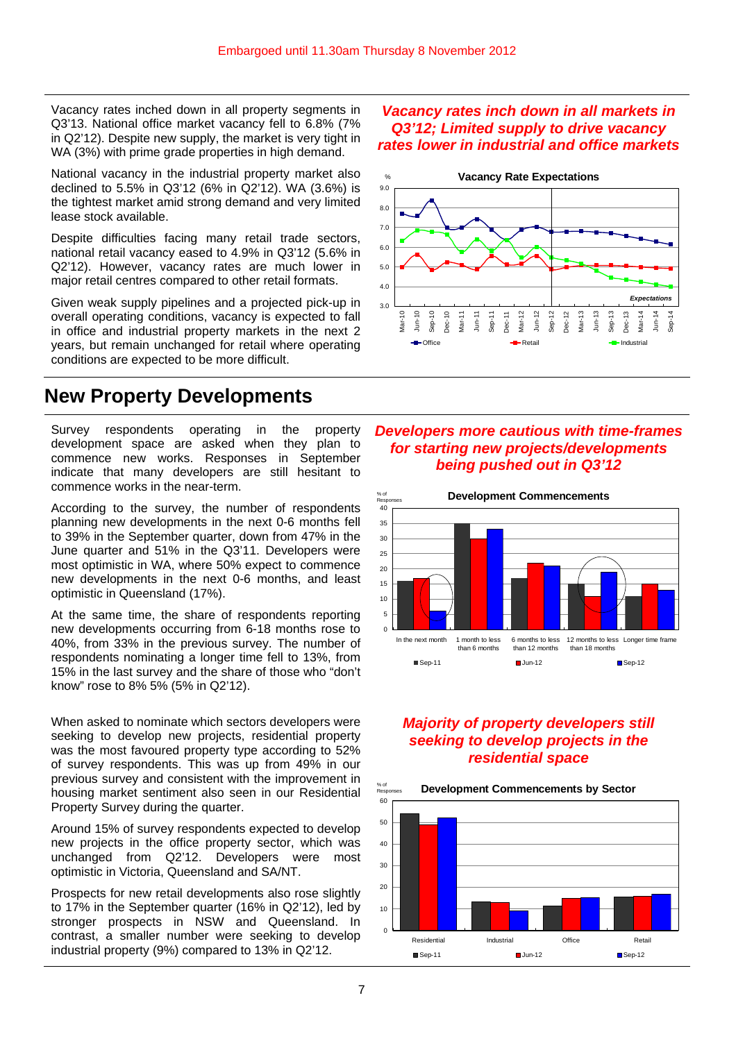Embargoed until 11.30am Thursday 8 November 2012

Vacancy rates inched down in all property segments in Q3'13. National office market vacancy fell to 6.8% (7% in Q2'12). Despite new supply, the market is very tight in WA (3%) with prime grade properties in high demand.

National vacancy in the industrial property market also declined to 5.5% in Q3'12 (6% in Q2'12). WA (3.6%) is the tightest market amid strong demand and very limited lease stock available.

Despite difficulties facing many retail trade sectors, national retail vacancy eased to 4.9% in Q3'12 (5.6% in Q2'12). However, vacancy rates are much lower in major retail centres compared to other retail formats.

Given weak supply pipelines and a projected pick-up in overall operating conditions, vacancy is expected to fall in office and industrial property markets in the next 2 years, but remain unchanged for retail where operating conditions are expected to be more difficult.

***Vacancy rates inch down in all markets in Q3'12; Limited supply to drive vacancy rates lower in industrial and office markets***

Vacancy Rate Expectations

%

9.0
8.0
7.0
6.0
5.0
4.0
3.0

Mar-10 Jun-10 Sep-10 Dec-10 Mar-11 Jun-11 Sep-11 Dec-11 Mar-12 Jun-12 Sep-12 Dec-12 Mar-13 Jun-13 Sep-13 Dec-13 Mar-14 Jun-14 Sep-14

*Expectations*

Office Retail Industrial

## New Property Developments

Survey respondents operating in the property development space are asked when they plan to commence new works. Responses in September indicate that many developers are still hesitant to commence works in the near-term.

According to the survey, the number of respondents planning new developments in the next 0-6 months fell to 39% in the September quarter, down from 47% in the June quarter and 51% in the Q3'11. Developers were most optimistic in WA, where 50% expect to commence new developments in the next 0-6 months, and least optimistic in Queensland (17%).

At the same time, the share of respondents reporting new developments occurring from 6-18 months rose to 40%, from 33% in the previous survey. The number of respondents nominating a longer time fell to 13%, from 15% in the last survey and the share of those who "don't know" rose to 8% 5% (5% in Q2'12).

***Developers more cautious with time-frames for starting new projects/developments being pushed out in Q3'12***

Development Commencements

% of Responses

40
35
30
25
20
15
10
5
0

In the next month | 1 month to less than 6 months | 6 months to less than 12 months | 12 months to less than 18 months | Longer time frame

Sep-11 Jun-12 Sep-12

When asked to nominate which sectors developers were seeking to develop new projects, residential property was the most favoured property type according to 52% of survey respondents. This was up from 49% in our previous survey and consistent with the improvement in housing market sentiment also seen in our Residential Property Survey during the quarter.

Around 15% of survey respondents expected to develop new projects in the office property sector, which was unchanged from Q2'12. Developers were most optimistic in Victoria, Queensland and SA/NT.

Prospects for new retail developments also rose slightly to 17% in the September quarter (16% in Q2'12), led by stronger prospects in NSW and Queensland. In contrast, a smaller number were seeking to develop industrial property (9%) compared to 13% in Q2'12.

***Majority of property developers still seeking to develop projects in the residential space***

Development Commencements by Sector

% of Responses

60
50
40
30
20
10
0

Residential Industrial Office Retail

Sep-11 Jun-12 Sep-12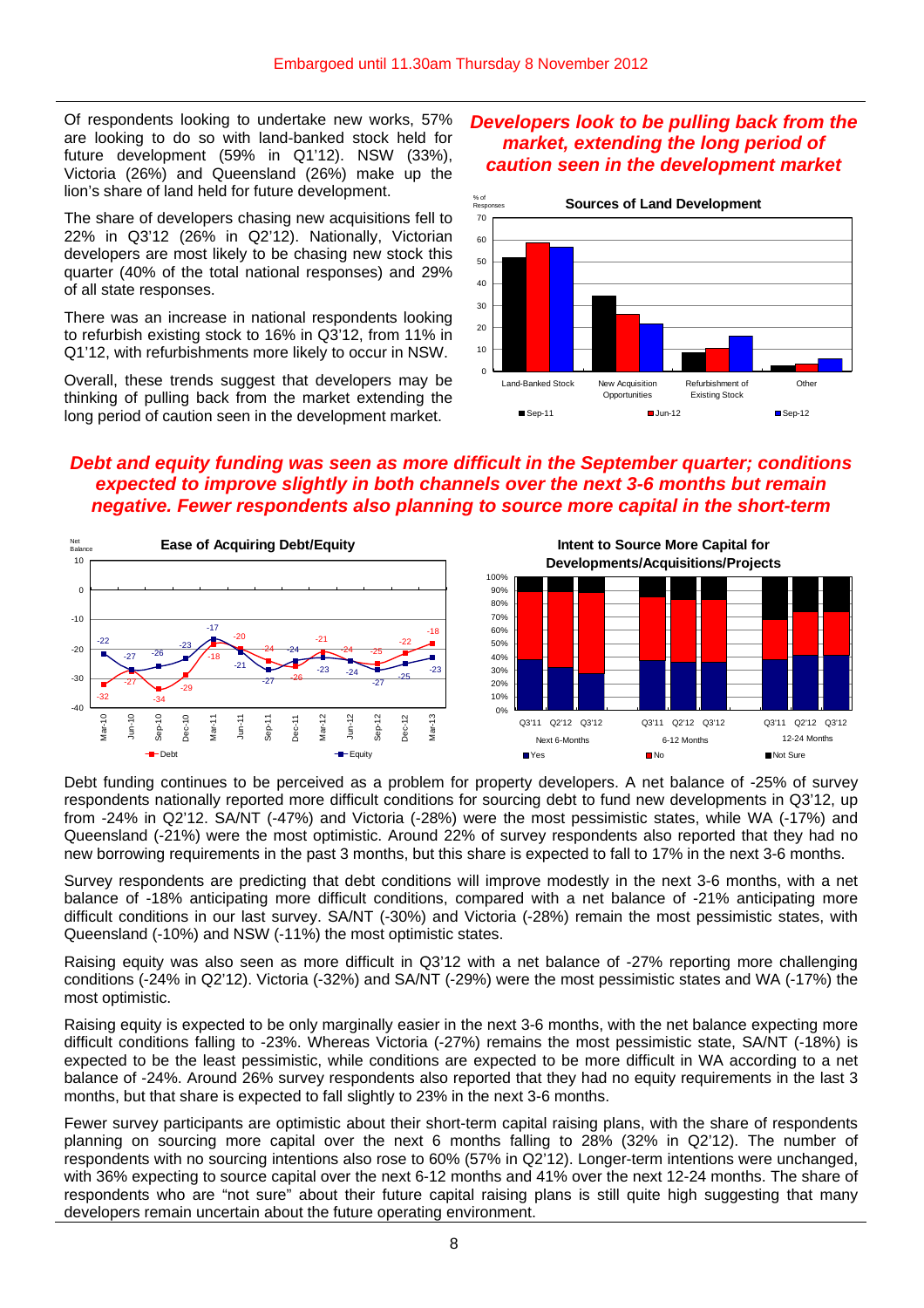Embargoed until 11.30am Thursday 8 November 2012

Of respondents looking to undertake new works, 57% are looking to do so with land-banked stock held for future development (59% in Q1'12). NSW (33%), Victoria (26%) and Queensland (26%) make up the lion's share of land held for future development.

The share of developers chasing new acquisitions fell to 22% in Q3'12 (26% in Q2'12). Nationally, Victorian developers are most likely to be chasing new stock this quarter (40% of the total national responses) and 29% of all state responses.

There was an increase in national respondents looking to refurbish existing stock to 16% in Q3'12, from 11% in Q1'12, with refurbishments more likely to occur in NSW.

Overall, these trends suggest that developers may be thinking of pulling back from the market extending the long period of caution seen in the development market.

***Developers look to be pulling back from the market, extending the long period of caution seen in the development market***

Sources of Land Development

% of Responses

70
60
50
40
30
20
10
0

Land-Banked Stock
New Acquisition Opportunities
Refurbishment of Existing Stock
Other

Sep-11
Jun-12
Sep-12

***Debt and equity funding was seen as more difficult in the September quarter; conditions expected to improve slightly in both channels over the next 3-6 months but remain negative. Fewer respondents also planning to source more capital in the short-term***

Ease of Acquiring Debt/Equity

Net Balance

10
0
-10
-20
-30
-40

Mar-10, Jun-10, Sep-10, Dec-10, Mar-11, Jun-11, Sep-11, Dec-11, Mar-12, Jun-12, Sep-12, Dec-12, Mar-13

-22, -27, -26, -23, -17, -20, -24, -24, -21, -24, -25, -22, -18

-32, -27, -34, -29, -18, -21, -27, -26, -23, -24, -27, -25, -23

Debt
Equity

Intent to Source More Capital for Developments/Acquisitions/Projects

100%
90%
80%
70%
60%
50%
40%
30%
20%
10%
0%

Q3'11 Q2'12 Q3'12
Next 6-Months

Q3'11 Q2'12 Q3'12
6-12 Months

Q3'11 Q2'12 Q3'12
12-24 Months

Yes
No
Not Sure

Debt funding continues to be perceived as a problem for property developers. A net balance of -25% of survey respondents nationally reported more difficult conditions for sourcing debt to fund new developments in Q3'12, up from -24% in Q2'12. SA/NT (-47%) and Victoria (-28%) were the most pessimistic states, while WA (-17%) and Queensland (-21%) were the most optimistic. Around 22% of survey respondents also reported that they had no new borrowing requirements in the past 3 months, but this share is expected to fall to 17% in the next 3-6 months.

Survey respondents are predicting that debt conditions will improve modestly in the next 3-6 months, with a net balance of -18% anticipating more difficult conditions, compared with a net balance of -21% anticipating more difficult conditions in our last survey. SA/NT (-30%) and Victoria (-28%) remain the most pessimistic states, with Queensland (-10%) and NSW (-11%) the most optimistic states.

Raising equity was also seen as more difficult in Q3'12 with a net balance of -27% reporting more challenging conditions (-24% in Q2'12). Victoria (-32%) and SA/NT (-29%) were the most pessimistic states and WA (-17%) the most optimistic.

Raising equity is expected to be only marginally easier in the next 3-6 months, with the net balance expecting more difficult conditions falling to -23%. Whereas Victoria (-27%) remains the most pessimistic state, SA/NT (-18%) is expected to be the least pessimistic, while conditions are expected to be more difficult in WA according to a net balance of -24%. Around 26% survey respondents also reported that they had no equity requirements in the last 3 months, but that share is expected to fall slightly to 23% in the next 3-6 months.

Fewer survey participants are optimistic about their short-term capital raising plans, with the share of respondents planning on sourcing more capital over the next 6 months falling to 28% (32% in Q2'12). The number of respondents with no sourcing intentions also rose to 60% (57% in Q2'12). Longer-term intentions were unchanged, with 36% expecting to source capital over the next 6-12 months and 41% over the next 12-24 months. The share of respondents who are "not sure" about their future capital raising plans is still quite high suggesting that many developers remain uncertain about the future operating environment.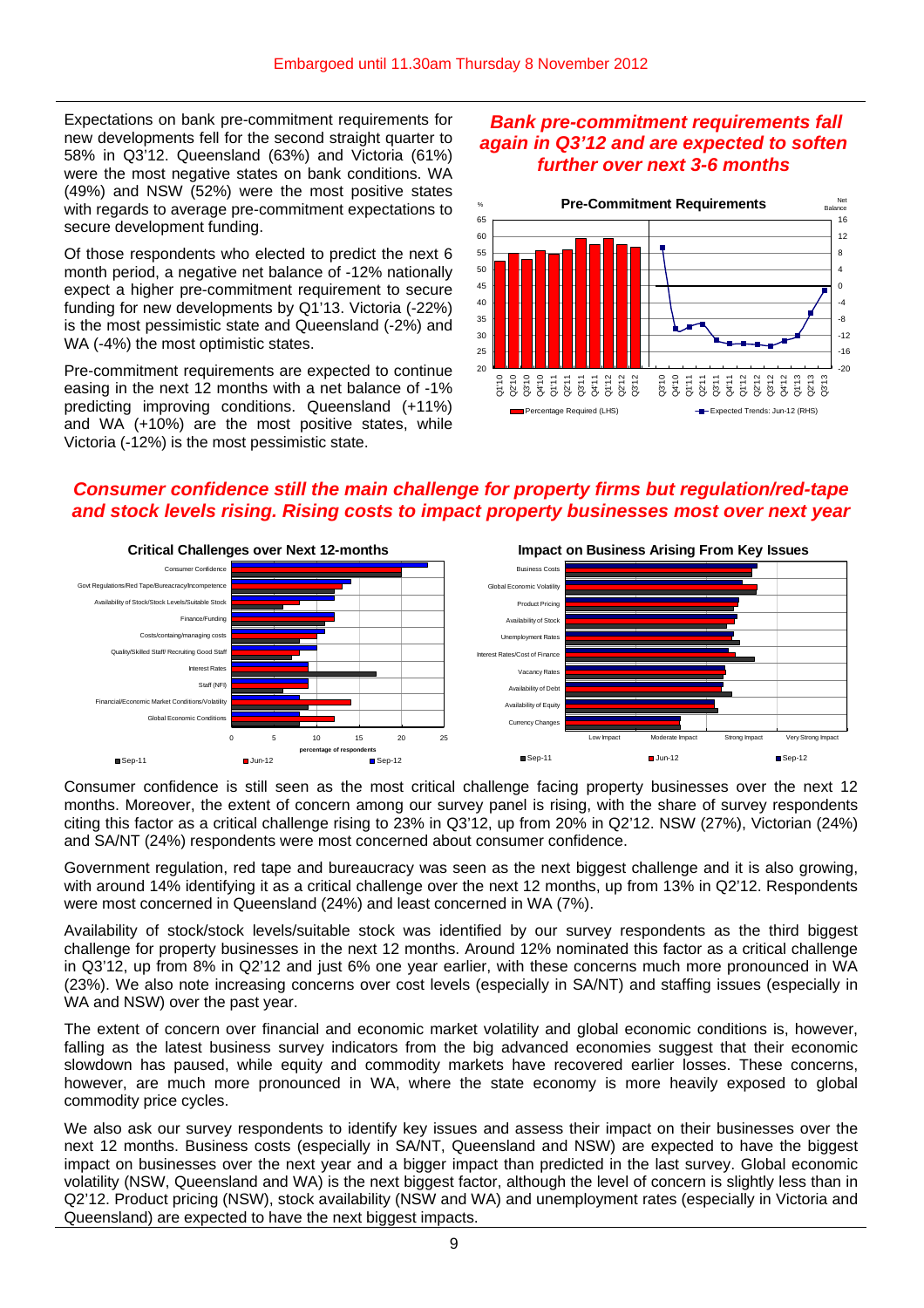Embargoed until 11.30am Thursday 8 November 2012

Expectations on bank pre-commitment requirements for new developments fell for the second straight quarter to 58% in Q3'12. Queensland (63%) and Victoria (61%) were the most negative states on bank conditions. WA (49%) and NSW (52%) were the most positive states with regards to average pre-commitment expectations to secure development funding.

Of those respondents who elected to predict the next 6 month period, a negative net balance of -12% nationally expect a higher pre-commitment requirement to secure funding for new developments by Q1'13. Victoria (-22%) is the most pessimistic state and Queensland (-2%) and WA (-4%) the most optimistic states.

Pre-commitment requirements are expected to continue easing in the next 12 months with a net balance of -1% predicting improving conditions. Queensland (+11%) and WA (+10%) are the most positive states, while Victoria (-12%) is the most pessimistic state.

## *Bank pre-commitment requirements fall again in Q3'12 and are expected to soften further over next 3-6 months*

**Pre-Commitment Requirements**

%
65
60
55
50
45
40
35
30
25
20

Net Balance
16
12
8
4
0
-4
-8
-12
-16
-20

Q1'10 Q2'10 Q3'10 Q4'10 Q1'11 Q2'11 Q3'11 Q4'11 Q1'12 Q2'12 Q3'12

Q3'10 Q4'10 Q1'11 Q2'11 Q3'11 Q4'11 Q1'12 Q2'12 Q3'12 Q4'12 Q1'13 Q2'13 Q3'13

Percentage Required (LHS) — Expected Trends: Jun-12 (RHS)

## *Consumer confidence still the main challenge for property firms but regulation/red-tape and stock levels rising. Rising costs to impact property businesses most over next year*

**Critical Challenges over Next 12-months**

Consumer Confidence
Govt Regulations/Red Tape/Bureaucracy/Incompetence
Availability of Stock/Stock Levels/Suitable Stock
Finance/Funding
Costs/containg/managing costs
Quality/Skilled Staff/ Recruiting Good Staff
Interest Rates
Staff (NFI)
Financial/Economic Market Conditions/Volatility
Global Economic Conditions

0 5 10 15 20 25

percentage of respondents

Sep-11 Jun-12 Sep-12

**Impact on Business Arising From Key Issues**

Business Costs
Global Economic Volatility
Product Pricing
Availability of Stock
Unemployment Rates
Interest Rates/Cost of Finance
Vacancy Rates
Availability of Debt
Availability of Equity
Currency Changes

Low Impact — Moderate Impact — Strong Impact — Very Strong Impact

Sep-11 Jun-12 Sep-12

Consumer confidence is still seen as the most critical challenge facing property businesses over the next 12 months. Moreover, the extent of concern among our survey panel is rising, with the share of survey respondents citing this factor as a critical challenge rising to 23% in Q3'12, up from 20% in Q2'12. NSW (27%), Victorian (24%) and SA/NT (24%) respondents were most concerned about consumer confidence.

Government regulation, red tape and bureaucracy was seen as the next biggest challenge and it is also growing, with around 14% identifying it as a critical challenge over the next 12 months, up from 13% in Q2'12. Respondents were most concerned in Queensland (24%) and least concerned in WA (7%).

Availability of stock/stock levels/suitable stock was identified by our survey respondents as the third biggest challenge for property businesses in the next 12 months. Around 12% nominated this factor as a critical challenge in Q3'12, up from 8% in Q2'12 and just 6% one year earlier, with these concerns much more pronounced in WA (23%). We also note increasing concerns over cost levels (especially in SA/NT) and staffing issues (especially in WA and NSW) over the past year.

The extent of concern over financial and economic market volatility and global economic conditions is, however, falling as the latest business survey indicators from the big advanced economies suggest that their economic slowdown has paused, while equity and commodity markets have recovered earlier losses. These concerns, however, are much more pronounced in WA, where the state economy is more heavily exposed to global commodity price cycles.

We also ask our survey respondents to identify key issues and assess their impact on their businesses over the next 12 months. Business costs (especially in SA/NT, Queensland and NSW) are expected to have the biggest impact on businesses over the next year and a bigger impact than predicted in the last survey. Global economic volatility (NSW, Queensland and WA) is the next biggest factor, although the level of concern is slightly less than in Q2'12. Product pricing (NSW), stock availability (NSW and WA) and unemployment rates (especially in Victoria and Queensland) are expected to have the next biggest impacts.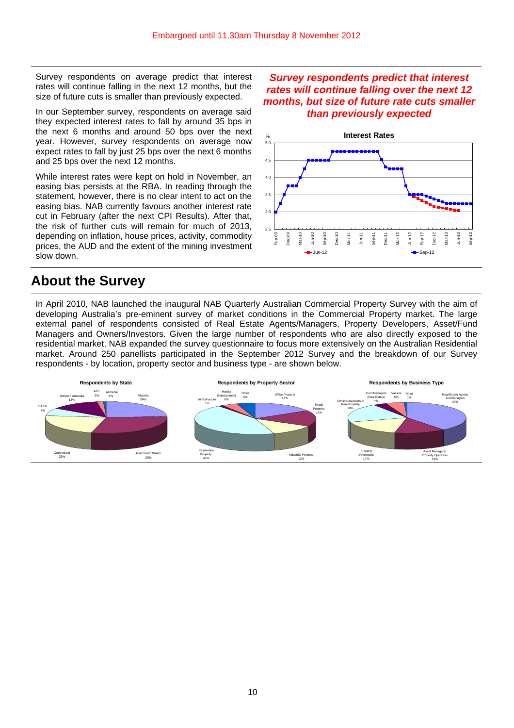Embargoed until 11.30am Thursday 8 November 2012

Survey respondents on average predict that interest rates will continue falling in the next 12 months, but the size of future cuts is smaller than previously expected.

In our September survey, respondents on average said they expected interest rates to fall by around 35 bps in the next 6 months and around 50 bps over the next year. However, survey respondents on average now expect rates to fall by just 25 bps over the next 6 months and 25 bps over the next 12 months.

While interest rates were kept on hold in November, an easing bias persists at the RBA. In reading through the statement, however, there is no clear intent to act on the easing bias. NAB currently favours another interest rate cut in February (after the next CPI Results). After that, the risk of further cuts will remain for much of 2013, depending on inflation, house prices, activity, commodity prices, the AUD and the extent of the mining investment slow down.

***Survey respondents predict that interest rates will continue falling over the next 12 months, but size of future rate cuts smaller than previously expected***

**Interest Rates**

%

5.0
4.5
4.0
3.5
3.0
2.5

Sep-09 Dec-09 Mar-10 Jun-10 Sep-10 Dec-10 Mar-11 Jun-11 Sep-11 Dec-11 Mar-12 Jun-12 Sep-12 Dec-12 Mar-13 Jun-13 Sep-13

Jun-12 Sep-12

## About the Survey

In April 2010, NAB launched the inaugural NAB Quarterly Australian Commercial Property Survey with the aim of developing Australia's pre-eminent survey of market conditions in the Commercial Property market. The large external panel of respondents consisted of Real Estate Agents/Managers, Property Developers, Asset/Fund Managers and Owners/Investors. Given the large number of respondents who are also directly exposed to the residential market, NAB expanded the survey questionnaire to focus more extensively on the Australian Residential market. Around 250 panellists participated in the September 2012 Survey and the breakdown of our Survey respondents - by location, property sector and business type - are shown below.

**Respondents by State**

Western Australia 13%
ACT 2%
Tasmania 1%
Victoria 24%
SA/NT 5%
Queensland 23%
New South Wales 29%

**Respondents by Property Sector**

Hotels/ Entertainment 6%
Other 5%
Office Property 16%
Infrastructure 1%
Retail Property 16%
Residential Property 45%
Industrial Property 12%

**Respondents by Business Type**

Fund Managers (Real Estate) 4%
Valuers 5%
Other 1%
Real Estate Agents and Managers 39%
Owners/Investors in Real Property 20%
Property Developers 17%
Asset Managers/ Property Operators 13%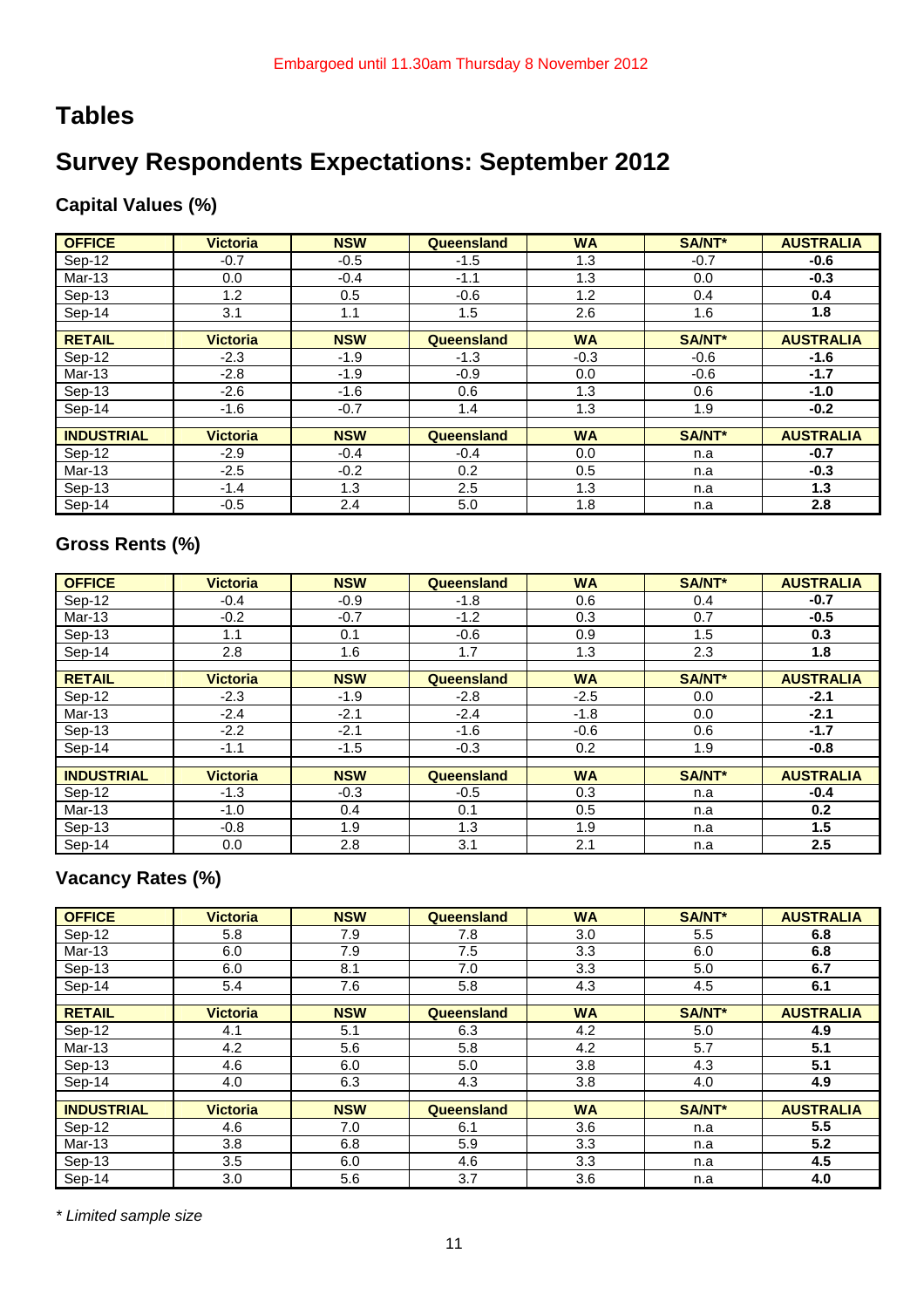Embargoed until 11.30am Thursday 8 November 2012

# Tables

# Survey Respondents Expectations: September 2012

### Capital Values (%)

| OFFICE | Victoria | NSW | Queensland | WA | SA/NT* | AUSTRALIA |
|---|---|---|---|---|---|---|
| Sep-12 | -0.7 | -0.5 | -1.5 | 1.3 | -0.7 | **-0.6** |
| Mar-13 | 0.0 | -0.4 | -1.1 | 1.3 | 0.0 | **-0.3** |
| Sep-13 | 1.2 | 0.5 | -0.6 | 1.2 | 0.4 | **0.4** |
| Sep-14 | 3.1 | 1.1 | 1.5 | 2.6 | 1.6 | **1.8** |
| **RETAIL** | **Victoria** | **NSW** | **Queensland** | **WA** | **SA/NT*** | **AUSTRALIA** |
| Sep-12 | -2.3 | -1.9 | -1.3 | -0.3 | -0.6 | **-1.6** |
| Mar-13 | -2.8 | -1.9 | -0.9 | 0.0 | -0.6 | **-1.7** |
| Sep-13 | -2.6 | -1.6 | 0.6 | 1.3 | 0.6 | **-1.0** |
| Sep-14 | -1.6 | -0.7 | 1.4 | 1.3 | 1.9 | **-0.2** |
| **INDUSTRIAL** | **Victoria** | **NSW** | **Queensland** | **WA** | **SA/NT*** | **AUSTRALIA** |
| Sep-12 | -2.9 | -0.4 | -0.4 | 0.0 | n.a | **-0.7** |
| Mar-13 | -2.5 | -0.2 | 0.2 | 0.5 | n.a | **-0.3** |
| Sep-13 | -1.4 | 1.3 | 2.5 | 1.3 | n.a | **1.3** |
| Sep-14 | -0.5 | 2.4 | 5.0 | 1.8 | n.a | **2.8** |

### Gross Rents (%)

| OFFICE | Victoria | NSW | Queensland | WA | SA/NT* | AUSTRALIA |
|---|---|---|---|---|---|---|
| Sep-12 | -0.4 | -0.9 | -1.8 | 0.6 | 0.4 | **-0.7** |
| Mar-13 | -0.2 | -0.7 | -1.2 | 0.3 | 0.7 | **-0.5** |
| Sep-13 | 1.1 | 0.1 | -0.6 | 0.9 | 1.5 | **0.3** |
| Sep-14 | 2.8 | 1.6 | 1.7 | 1.3 | 2.3 | **1.8** |
| **RETAIL** | **Victoria** | **NSW** | **Queensland** | **WA** | **SA/NT*** | **AUSTRALIA** |
| Sep-12 | -2.3 | -1.9 | -2.8 | -2.5 | 0.0 | **-2.1** |
| Mar-13 | -2.4 | -2.1 | -2.4 | -1.8 | 0.0 | **-2.1** |
| Sep-13 | -2.2 | -2.1 | -1.6 | -0.6 | 0.6 | **-1.7** |
| Sep-14 | -1.1 | -1.5 | -0.3 | 0.2 | 1.9 | **-0.8** |
| **INDUSTRIAL** | **Victoria** | **NSW** | **Queensland** | **WA** | **SA/NT*** | **AUSTRALIA** |
| Sep-12 | -1.3 | -0.3 | -0.5 | 0.3 | n.a | **-0.4** |
| Mar-13 | -1.0 | 0.4 | 0.1 | 0.5 | n.a | **0.2** |
| Sep-13 | -0.8 | 1.9 | 1.3 | 1.9 | n.a | **1.5** |
| Sep-14 | 0.0 | 2.8 | 3.1 | 2.1 | n.a | **2.5** |

### Vacancy Rates (%)

| OFFICE | Victoria | NSW | Queensland | WA | SA/NT* | AUSTRALIA |
|---|---|---|---|---|---|---|
| Sep-12 | 5.8 | 7.9 | 7.8 | 3.0 | 5.5 | **6.8** |
| Mar-13 | 6.0 | 7.9 | 7.5 | 3.3 | 6.0 | **6.8** |
| Sep-13 | 6.0 | 8.1 | 7.0 | 3.3 | 5.0 | **6.7** |
| Sep-14 | 5.4 | 7.6 | 5.8 | 4.3 | 4.5 | **6.1** |
| **RETAIL** | **Victoria** | **NSW** | **Queensland** | **WA** | **SA/NT*** | **AUSTRALIA** |
| Sep-12 | 4.1 | 5.1 | 6.3 | 4.2 | 5.0 | **4.9** |
| Mar-13 | 4.2 | 5.6 | 5.8 | 4.2 | 5.7 | **5.1** |
| Sep-13 | 4.6 | 6.0 | 5.0 | 3.8 | 4.3 | **5.1** |
| Sep-14 | 4.0 | 6.3 | 4.3 | 3.8 | 4.0 | **4.9** |
| **INDUSTRIAL** | **Victoria** | **NSW** | **Queensland** | **WA** | **SA/NT*** | **AUSTRALIA** |
| Sep-12 | 4.6 | 7.0 | 6.1 | 3.6 | n.a | **5.5** |
| Mar-13 | 3.8 | 6.8 | 5.9 | 3.3 | n.a | **5.2** |
| Sep-13 | 3.5 | 6.0 | 4.6 | 3.3 | n.a | **4.5** |
| Sep-14 | 3.0 | 5.6 | 3.7 | 3.6 | n.a | **4.0** |

*\* Limited sample size*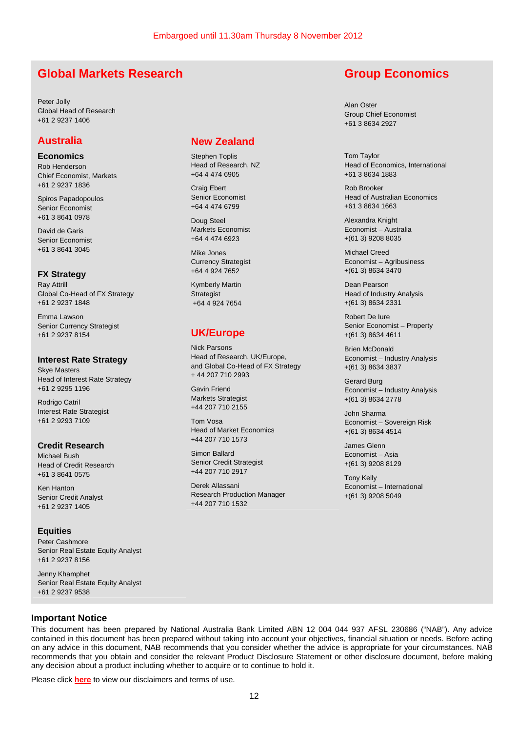Embargoed until 11.30am Thursday 8 November 2012

# Global Markets Research

Peter Jolly
Global Head of Research
+61 2 9237 1406

## Australia

### Economics

Rob Henderson
Chief Economist, Markets
+61 2 9237 1836

Spiros Papadopoulos
Senior Economist
+61 3 8641 0978

David de Garis
Senior Economist
+61 3 8641 3045

### FX Strategy

Ray Attrill
Global Co-Head of FX Strategy
+61 2 9237 1848

Emma Lawson
Senior Currency Strategist
+61 2 9237 8154

### Interest Rate Strategy

Skye Masters
Head of Interest Rate Strategy
+61 2 9295 1196

Rodrigo Catril
Interest Rate Strategist
+61 2 9293 7109

### Credit Research

Michael Bush
Head of Credit Research
+61 3 8641 0575

Ken Hanton
Senior Credit Analyst
+61 2 9237 1405

### Equities

Peter Cashmore
Senior Real Estate Equity Analyst
+61 2 9237 8156

Jenny Khamphet
Senior Real Estate Equity Analyst
+61 2 9237 9538

## New Zealand

Stephen Toplis
Head of Research, NZ
+64 4 474 6905

Craig Ebert
Senior Economist
+64 4 474 6799

Doug Steel
Markets Economist
+64 4 474 6923

Mike Jones
Currency Strategist
+64 4 924 7652

Kymberly Martin
Strategist
+64 4 924 7654

## UK/Europe

Nick Parsons
Head of Research, UK/Europe, and Global Co-Head of FX Strategy
+ 44 207 710 2993

Gavin Friend
Markets Strategist
+44 207 710 2155

Tom Vosa
Head of Market Economics
+44 207 710 1573

Simon Ballard
Senior Credit Strategist
+44 207 710 2917

Derek Allassani
Research Production Manager
+44 207 710 1532

# Group Economics

Alan Oster
Group Chief Economist
+61 3 8634 2927

Tom Taylor
Head of Economics, International
+61 3 8634 1883

Rob Brooker
Head of Australian Economics
+61 3 8634 1663

Alexandra Knight
Economist – Australia
+(61 3) 9208 8035

Michael Creed
Economist – Agribusiness
+(61 3) 8634 3470

Dean Pearson
Head of Industry Analysis
+(61 3) 8634 2331

Robert De Iure
Senior Economist – Property
+(61 3) 8634 4611

Brien McDonald
Economist – Industry Analysis
+(61 3) 8634 3837

Gerard Burg
Economist – Industry Analysis
+(61 3) 8634 2778

John Sharma
Economist – Sovereign Risk
+(61 3) 8634 4514

James Glenn
Economist – Asia
+(61 3) 9208 8129

Tony Kelly
Economist – International
+(61 3) 9208 5049

## Important Notice

This document has been prepared by National Australia Bank Limited ABN 12 004 044 937 AFSL 230686 ("NAB"). Any advice contained in this document has been prepared without taking into account your objectives, financial situation or needs. Before acting on any advice in this document, NAB recommends that you consider whether the advice is appropriate for your circumstances. NAB recommends that you obtain and consider the relevant Product Disclosure Statement or other disclosure document, before making any decision about a product including whether to acquire or to continue to hold it.

Please click **here** to view our disclaimers and terms of use.